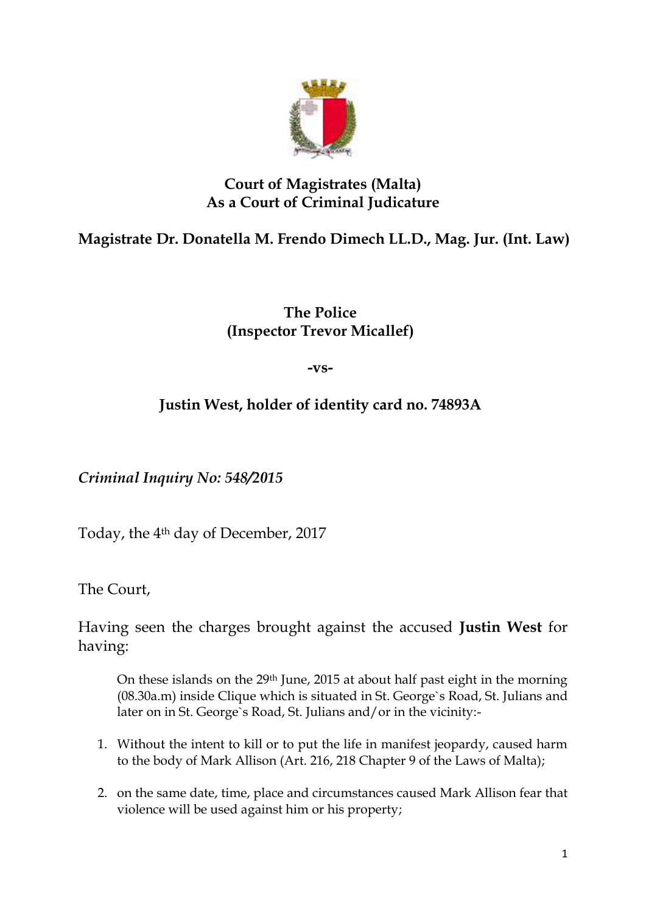**Court of Magistrates (Malta)**
**As a Court of Criminal Judicature**

**Magistrate Dr. Donatella M. Frendo Dimech LL.D., Mag. Jur. (Int. Law)**

**The Police**
**(Inspector Trevor Micallef)**

**-vs-**

**Justin West, holder of identity card no. 74893A**

*Criminal Inquiry No: 548/2015*

Today, the 4th day of December, 2017

The Court,

Having seen the charges brought against the accused **Justin West** for having:

> On these islands on the 29th June, 2015 at about half past eight in the morning (08.30a.m) inside Clique which is situated in St. George`s Road, St. Julians and later on in St. George`s Road, St. Julians and/or in the vicinity:-
>
> 1. Without the intent to kill or to put the life in manifest jeopardy, caused harm to the body of Mark Allison (Art. 216, 218 Chapter 9 of the Laws of Malta);
>
> 2. on the same date, time, place and circumstances caused Mark Allison fear that violence will be used against him or his property;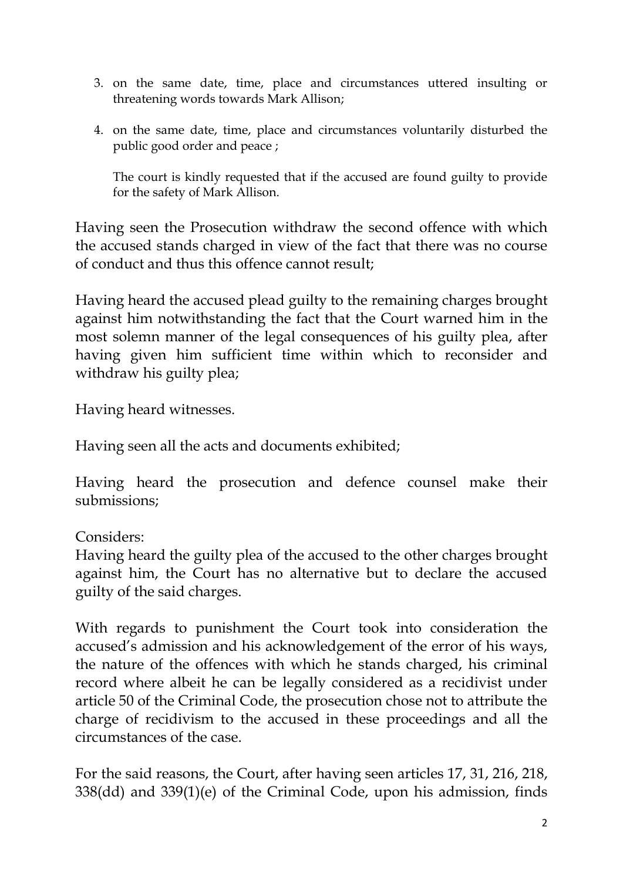3. on the same date, time, place and circumstances uttered insulting or threatening words towards Mark Allison;
4. on the same date, time, place and circumstances voluntarily disturbed the public good order and peace ;

   The court is kindly requested that if the accused are found guilty to provide for the safety of Mark Allison.

Having seen the Prosecution withdraw the second offence with which the accused stands charged in view of the fact that there was no course of conduct and thus this offence cannot result;

Having heard the accused plead guilty to the remaining charges brought against him notwithstanding the fact that the Court warned him in the most solemn manner of the legal consequences of his guilty plea, after having given him sufficient time within which to reconsider and withdraw his guilty plea;

Having heard witnesses.

Having seen all the acts and documents exhibited;

Having heard the prosecution and defence counsel make their submissions;

Considers:
Having heard the guilty plea of the accused to the other charges brought against him, the Court has no alternative but to declare the accused guilty of the said charges.

With regards to punishment the Court took into consideration the accused's admission and his acknowledgement of the error of his ways, the nature of the offences with which he stands charged, his criminal record where albeit he can be legally considered as a recidivist under article 50 of the Criminal Code, the prosecution chose not to attribute the charge of recidivism to the accused in these proceedings and all the circumstances of the case.

For the said reasons, the Court, after having seen articles 17, 31, 216, 218, 338(dd) and 339(1)(e) of the Criminal Code, upon his admission, finds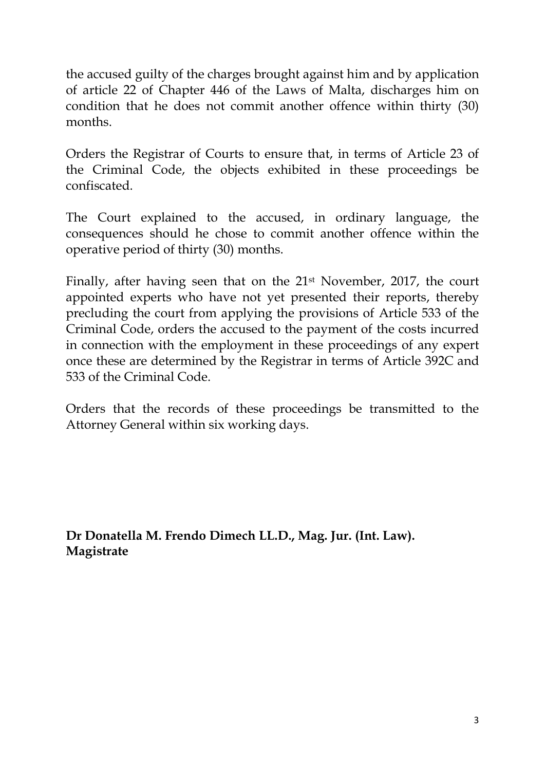the accused guilty of the charges brought against him and by application of article 22 of Chapter 446 of the Laws of Malta, discharges him on condition that he does not commit another offence within thirty (30) months.

Orders the Registrar of Courts to ensure that, in terms of Article 23 of the Criminal Code, the objects exhibited in these proceedings be confiscated.

The Court explained to the accused, in ordinary language, the consequences should he chose to commit another offence within the operative period of thirty (30) months.

Finally, after having seen that on the 21st November, 2017, the court appointed experts who have not yet presented their reports, thereby precluding the court from applying the provisions of Article 533 of the Criminal Code, orders the accused to the payment of the costs incurred in connection with the employment in these proceedings of any expert once these are determined by the Registrar in terms of Article 392C and 533 of the Criminal Code.

Orders that the records of these proceedings be transmitted to the Attorney General within six working days.

**Dr Donatella M. Frendo Dimech LL.D., Mag. Jur. (Int. Law).**
**Magistrate**